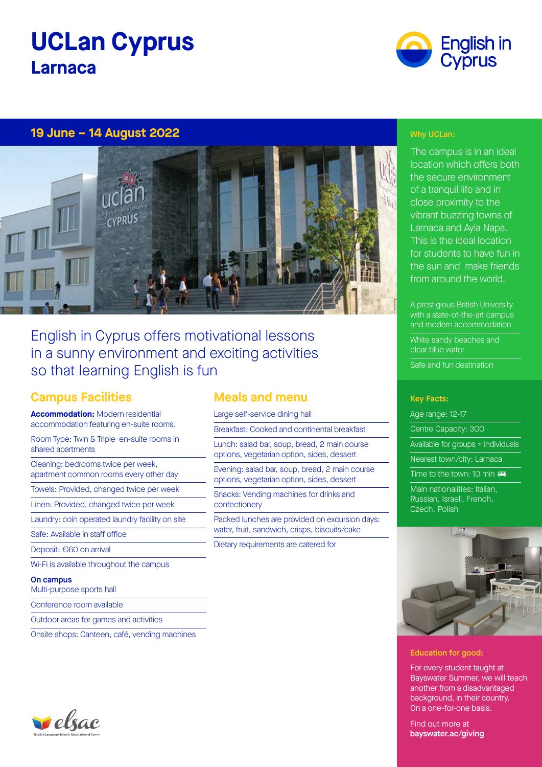# UCLan Cyprus

## Larnaca

English in Cyprus

**19 June – 14 August 2022**

English in Cyprus offers motivational lessons in a sunny environment and exciting activities so that learning English is fun

## Campus Facilities

**Accommodation:** Modern residential accommodation featuring en-suite rooms.

Room Type: Twin & Triple en-suite rooms in shared apartments

Cleaning: bedrooms twice per week, apartment common rooms every other day

Towels: Provided, changed twice per week

Linen: Provided, changed twice per week

Laundry: coin operated laundry facility on site

Safe: Available in staff office

Deposit: €60 on arrival

Wi-Fi is available throughout the campus

**On campus**

Multi-purpose sports hall

Conference room available

Outdoor areas for games and activities

Onsite shops: Canteen, café, vending machines

## Meals and menu

Large self-service dining hall

Breakfast: Cooked and continental breakfast

Lunch: salad bar, soup, bread, 2 main course options, vegetarian option, sides, dessert

Evening: salad bar, soup, bread, 2 main course options, vegetarian option, sides, dessert

Snacks: Vending machines for drinks and confectionery

Packed lunches are provided on excursion days: water, fruit, sandwich, crisps, biscuits/cake

Dietary requirements are catered for

### Why UCLan:

The campus is in an ideal location which offers both the secure environment of a tranquil life and in close proximity to the vibrant buzzing towns of Larnaca and Ayia Napa. This is the ideal location for students to have fun in the sun and make friends from around the world.

A prestigious British University with a state-of-the-art campus and modern accommodation

White sandy beaches and clear blue water

Safe and fun destination

### Key Facts:

Age range: 12-17

Centre Capacity: 300

Available for groups + individuals

Nearest town/city: Larnaca

Time to the town: 10 min

Main nationalities: Italian, Russian, Israeli, French, Czech, Polish

### Education for good:

For every student taught at Bayswater Summer, we will teach another from a disadvantaged background, in their country. On a one-for-one basis.

Find out more at **bayswater.ac/giving**

elsac
English Language Schools Association of Cyprus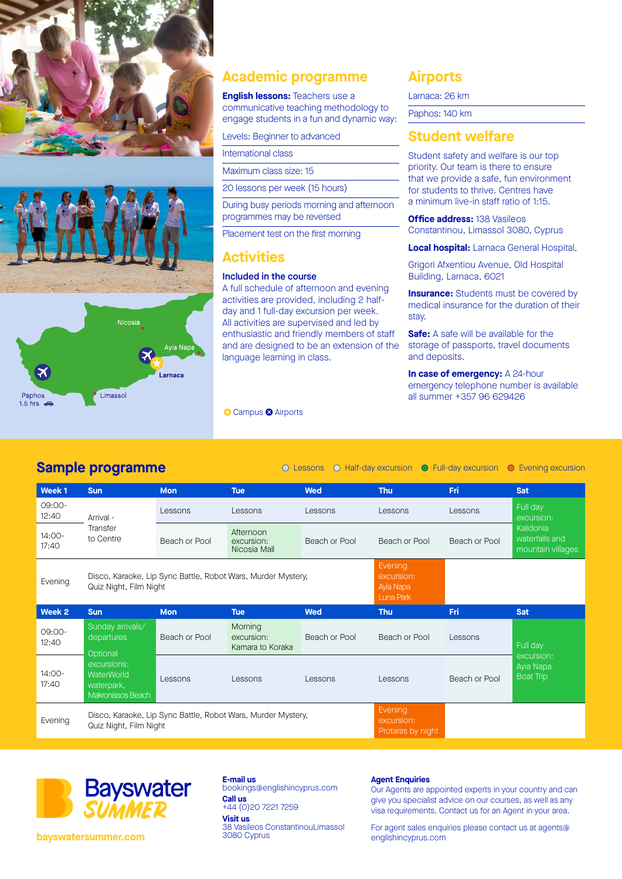## Academic programme

**English lessons:** Teachers use a communicative teaching methodology to engage students in a fun and dynamic way:

- Levels: Beginner to advanced
- International class
- Maximum class size: 15
- 20 lessons per week (15 hours)
- During busy periods morning and afternoon programmes may be reversed
- Placement test on the first morning

## Activities

**Included in the course**

A full schedule of afternoon and evening activities are provided, including 2 half-day and 1 full-day excursion per week. All activities are supervised and led by enthusiastic and friendly members of staff and are designed to be an extension of the language learning in class.

Nicosia
Ayia Napa
Larnaca
Paphos
1.5 hrs
Limassol

Campus Airports

## Airports

- Larnaca: 26 km
- Paphos: 140 km

## Student welfare

Student safety and welfare is our top priority. Our team is there to ensure that we provide a safe, fun environment for students to thrive. Centres have a minimum live-in staff ratio of 1:15.

**Office address:** 138 Vasileos Constantinou, Limassol 3080, Cyprus

**Local hospital:** Larnaca General Hospital, Grigori Afxentiou Avenue, Old Hospital Building, Larnaca, 6021

**Insurance:** Students must be covered by medical insurance for the duration of their stay.

**Safe:** A safe will be available for the storage of passports, travel documents and deposits.

**In case of emergency:** A 24-hour emergency telephone number is available all summer +357 96 629426

## Sample programme

Lessons | Half-day excursion | Full-day excursion | Evening excursion

| Week 1 | Sun | Mon | Tue | Wed | Thu | Fri | Sat |
|---|---|---|---|---|---|---|---|
| 09:00-12:40 | Arrival - Transfer to Centre | Lessons | Lessons | Lessons | Lessons | Lessons | Full day excursion: Kalidonia waterfalls and mountain villages |
| 14:00-17:40 | | Beach or Pool | Afternoon excursion: Nicosia Mall | Beach or Pool | Beach or Pool | Beach or Pool | |
| Evening | Disco, Karaoke, Lip Sync Battle, Robot Wars, Murder Mystery, Quiz Night, Film Night | | | | Evening excursion: Ayia Napa Luna Park | | |
| **Week 2** | **Sun** | **Mon** | **Tue** | **Wed** | **Thu** | **Fri** | **Sat** |
| 09:00-12:40 | Sunday arrivals/departures | Beach or Pool | Morning excursion: Kamara to Koraka | Beach or Pool | Beach or Pool | Lessons | Full day excursion: Ayia Napa Boat Trip |
| 14:00-17:40 | Optional excursions: WaterWorld waterpark, Makronissos Beach | Lessons | Lessons | Lessons | Lessons | Beach or Pool | |
| Evening | Disco, Karaoke, Lip Sync Battle, Robot Wars, Murder Mystery, Quiz Night, Film Night | | | | Evening excursion: Protaras by night | | |

Bayswater SUMMER

bayswatersummer.com

**E-mail us**
bookings@englishincyprus.com

**Call us**
+44 (0)20 7221 7259

**Visit us**
38 Vasileos ConstantinouLimassol 3080 Cyprus

**Agent Enquiries**

Our Agents are appointed experts in your country and can give you specialist advice on our courses, as well as any visa requirements. Contact us for an Agent in your area.

For agent sales enquiries please contact us at agents@englishincyprus.com